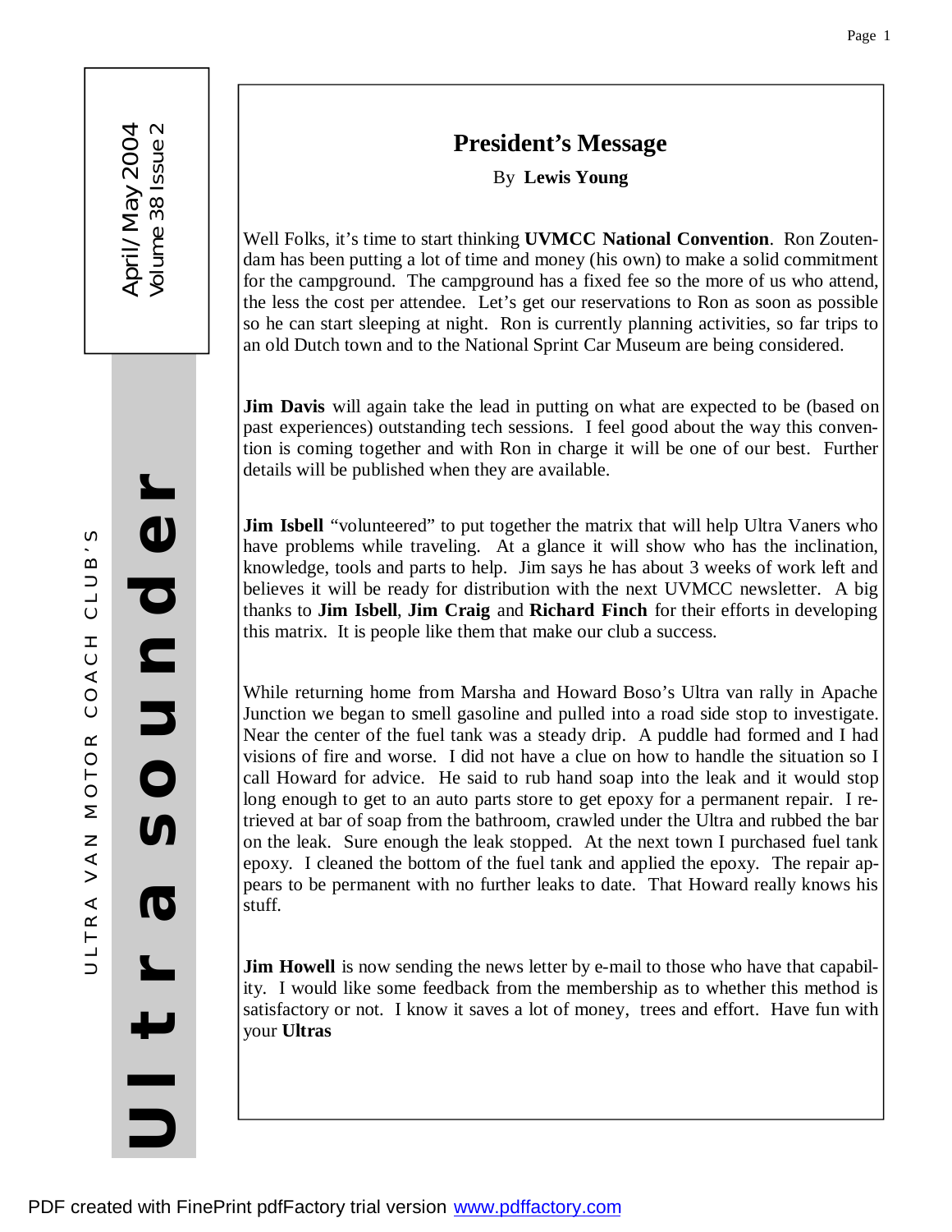# Ultra sounder

ULTRA VAN MOTOR COACH CLUB'S

April/May 2004
Volume 38 Issue 2

## President's Message

By **Lewis Young**

Well Folks, it's time to start thinking **UVMCC National Convention**. Ron Zoutendam has been putting a lot of time and money (his own) to make a solid commitment for the campground. The campground has a fixed fee so the more of us who attend, the less the cost per attendee. Let's get our reservations to Ron as soon as possible so he can start sleeping at night. Ron is currently planning activities, so far trips to an old Dutch town and to the National Sprint Car Museum are being considered.

**Jim Davis** will again take the lead in putting on what are expected to be (based on past experiences) outstanding tech sessions. I feel good about the way this convention is coming together and with Ron in charge it will be one of our best. Further details will be published when they are available.

**Jim Isbell** "volunteered" to put together the matrix that will help Ultra Vaners who have problems while traveling. At a glance it will show who has the inclination, knowledge, tools and parts to help. Jim says he has about 3 weeks of work left and believes it will be ready for distribution with the next UVMCC newsletter. A big thanks to **Jim Isbell**, **Jim Craig** and **Richard Finch** for their efforts in developing this matrix. It is people like them that make our club a success.

While returning home from Marsha and Howard Boso's Ultra van rally in Apache Junction we began to smell gasoline and pulled into a road side stop to investigate. Near the center of the fuel tank was a steady drip. A puddle had formed and I had visions of fire and worse. I did not have a clue on how to handle the situation so I call Howard for advice. He said to rub hand soap into the leak and it would stop long enough to get to an auto parts store to get epoxy for a permanent repair. I retrieved at bar of soap from the bathroom, crawled under the Ultra and rubbed the bar on the leak. Sure enough the leak stopped. At the next town I purchased fuel tank epoxy. I cleaned the bottom of the fuel tank and applied the epoxy. The repair appears to be permanent with no further leaks to date. That Howard really knows his stuff.

**Jim Howell** is now sending the news letter by e-mail to those who have that capability. I would like some feedback from the membership as to whether this method is satisfactory or not. I know it saves a lot of money, trees and effort. Have fun with your **Ultras**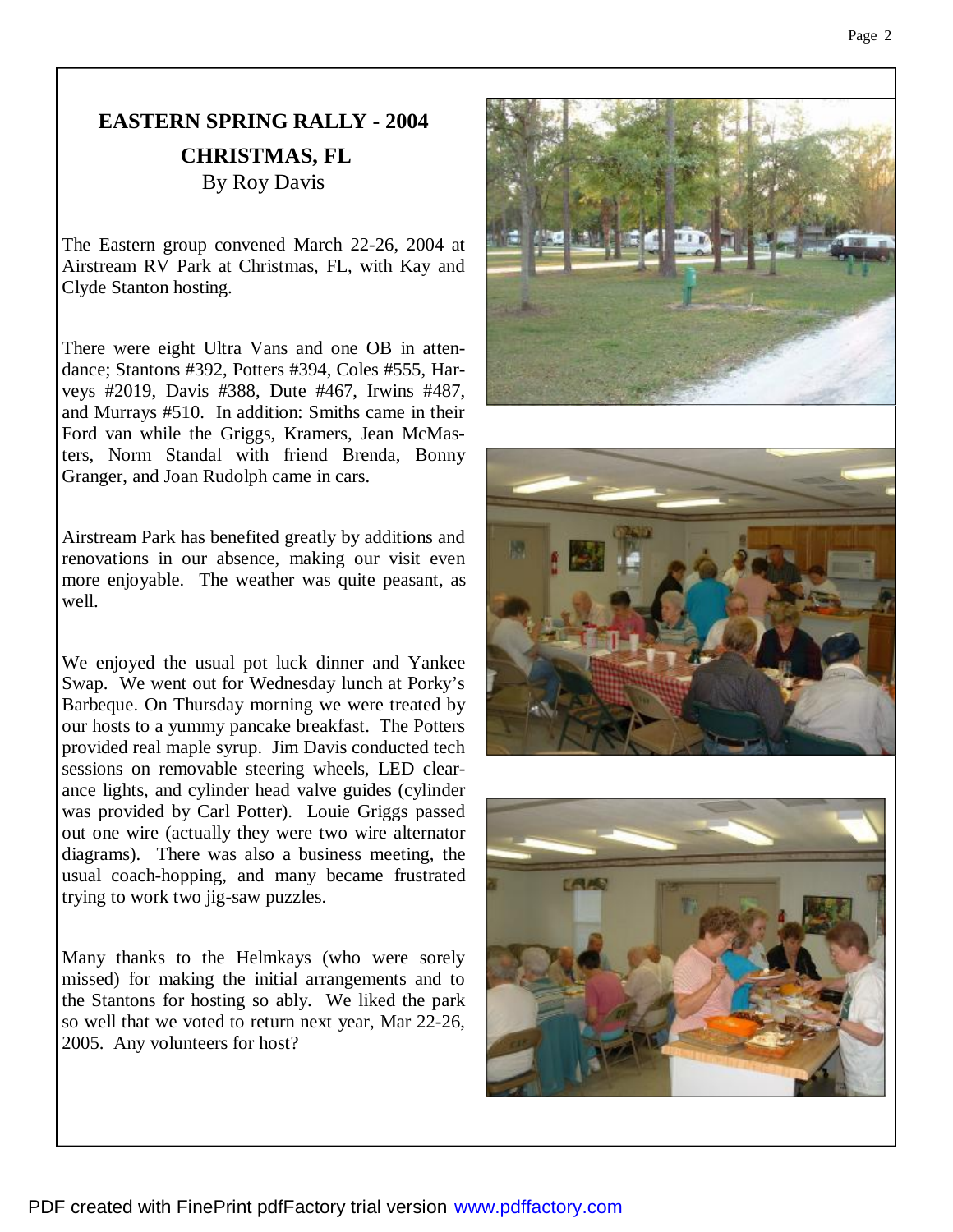# EASTERN SPRING RALLY - 2004

## CHRISTMAS, FL

By Roy Davis

The Eastern group convened March 22-26, 2004 at Airstream RV Park at Christmas, FL, with Kay and Clyde Stanton hosting.

There were eight Ultra Vans and one OB in attendance; Stantons #392, Potters #394, Coles #555, Harveys #2019, Davis #388, Dute #467, Irwins #487, and Murrays #510. In addition: Smiths came in their Ford van while the Griggs, Kramers, Jean McMasters, Norm Standal with friend Brenda, Bonny Granger, and Joan Rudolph came in cars.

Airstream Park has benefited greatly by additions and renovations in our absence, making our visit even more enjoyable. The weather was quite peasant, as well.

We enjoyed the usual pot luck dinner and Yankee Swap. We went out for Wednesday lunch at Porky's Barbeque. On Thursday morning we were treated by our hosts to a yummy pancake breakfast. The Potters provided real maple syrup. Jim Davis conducted tech sessions on removable steering wheels, LED clearance lights, and cylinder head valve guides (cylinder was provided by Carl Potter). Louie Griggs passed out one wire (actually they were two wire alternator diagrams). There was also a business meeting, the usual coach-hopping, and many became frustrated trying to work two jig-saw puzzles.

Many thanks to the Helmkays (who were sorely missed) for making the initial arrangements and to the Stantons for hosting so ably. We liked the park so well that we voted to return next year, Mar 22-26, 2005. Any volunteers for host?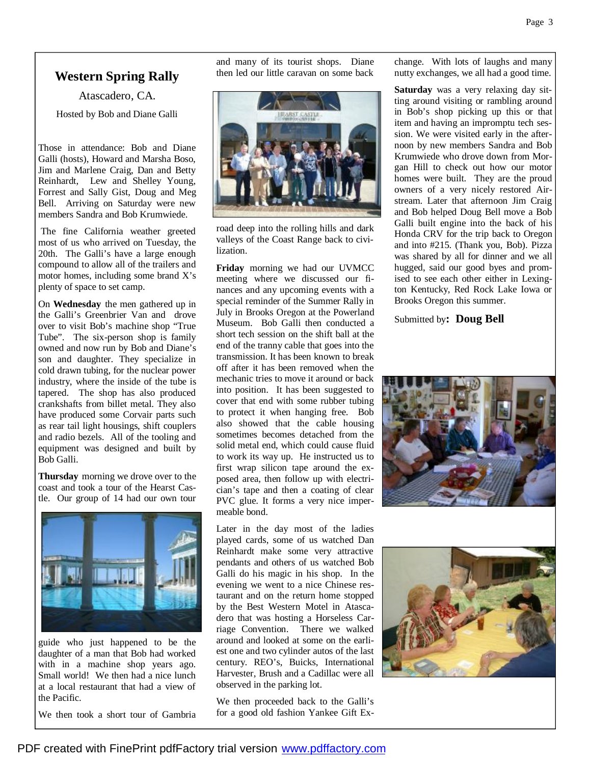## Western Spring Rally

Atascadero, CA.

Hosted by Bob and Diane Galli

Those in attendance: Bob and Diane Galli (hosts), Howard and Marsha Boso, Jim and Marlene Craig, Dan and Betty Reinhardt, Lew and Shelley Young, Forrest and Sally Gist, Doug and Meg Bell. Arriving on Saturday were new members Sandra and Bob Krumwiede.

The fine California weather greeted most of us who arrived on Tuesday, the 20th. The Galli's have a large enough compound to allow all of the trailers and motor homes, including some brand X's plenty of space to set camp.

On **Wednesday** the men gathered up in the Galli's Greenbrier Van and drove over to visit Bob's machine shop "True Tube". The six-person shop is family owned and now run by Bob and Diane's son and daughter. They specialize in cold drawn tubing, for the nuclear power industry, where the inside of the tube is tapered. The shop has also produced crankshafts from billet metal. They also have produced some Corvair parts such as rear tail light housings, shift couplers and radio bezels. All of the tooling and equipment was designed and built by Bob Galli.

**Thursday** morning we drove over to the coast and took a tour of the Hearst Castle. Our group of 14 had our own tour guide who just happened to be the daughter of a man that Bob had worked with in a machine shop years ago. Small world! We then had a nice lunch at a local restaurant that had a view of the Pacific.

We then took a short tour of Gambria and many of its tourist shops. Diane then led our little caravan on some back road deep into the rolling hills and dark valleys of the Coast Range back to civilization.

**Friday** morning we had our UVMCC meeting where we discussed our finances and any upcoming events with a special reminder of the Summer Rally in July in Brooks Oregon at the Powerland Museum. Bob Galli then conducted a short tech session on the shift ball at the end of the tranny cable that goes into the transmission. It has been known to break off after it has been removed when the mechanic tries to move it around or back into position. It has been suggested to cover that end with some rubber tubing to protect it when hanging free. Bob also showed that the cable housing sometimes becomes detached from the solid metal end, which could cause fluid to work its way up. He instructed us to first wrap silicon tape around the exposed area, then follow up with electrician's tape and then a coating of clear PVC glue. It forms a very nice impermeable bond.

Later in the day most of the ladies played cards, some of us watched Dan Reinhardt make some very attractive pendants and others of us watched Bob Galli do his magic in his shop. In the evening we went to a nice Chinese restaurant and on the return home stopped by the Best Western Motel in Atascadero that was hosting a Horseless Carriage Convention. There we walked around and looked at some on the earliest one and two cylinder autos of the last century. REO's, Buicks, International Harvester, Brush and a Cadillac were all observed in the parking lot.

We then proceeded back to the Galli's for a good old fashion Yankee Gift Exchange. With lots of laughs and many nutty exchanges, we all had a good time.

**Saturday** was a very relaxing day sitting around visiting or rambling around in Bob's shop picking up this or that item and having an impromptu tech session. We were visited early in the afternoon by new members Sandra and Bob Krumwiede who drove down from Morgan Hill to check out how our motor homes were built. They are the proud owners of a very nicely restored Airstream. Later that afternoon Jim Craig and Bob helped Doug Bell move a Bob Galli built engine into the back of his Honda CRV for the trip back to Oregon and into #215. (Thank you, Bob). Pizza was shared by all for dinner and we all hugged, said our good byes and promised to see each other either in Lexington Kentucky, Red Rock Lake Iowa or Brooks Oregon this summer.

Submitted by: **Doug Bell**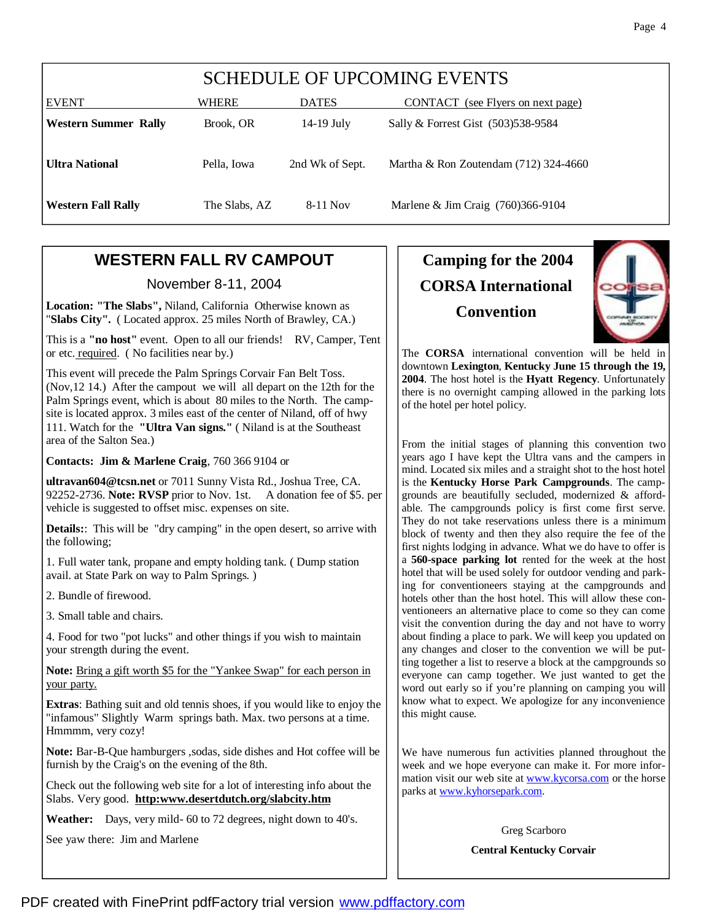# SCHEDULE OF UPCOMING EVENTS

| EVENT | WHERE | DATES | CONTACT (see Flyers on next page) |
|---|---|---|---|
| **Western Summer Rally** | Brook, OR | 14-19 July | Sally & Forrest Gist (503)538-9584 |
| **Ultra National** | Pella, Iowa | 2nd Wk of Sept. | Martha & Ron Zoutendam (712) 324-4660 |
| **Western Fall Rally** | The Slabs, AZ | 8-11 Nov | Marlene & Jim Craig (760)366-9104 |

## WESTERN FALL RV CAMPOUT

November 8-11, 2004

**Location: "The Slabs",** Niland, California Otherwise known as "**Slabs City".** ( Located approx. 25 miles North of Brawley, CA.)

This is a **"no host"** event. Open to all our friends! RV, Camper, Tent or etc. required. ( No facilities near by.)

This event will precede the Palm Springs Corvair Fan Belt Toss. (Nov,12 14.) After the campout we will all depart on the 12th for the Palm Springs event, which is about 80 miles to the North. The campsite is located approx. 3 miles east of the center of Niland, off of hwy 111. Watch for the **"Ultra Van signs."** ( Niland is at the Southeast area of the Salton Sea.)

**Contacts: Jim & Marlene Craig**, 760 366 9104 or

**ultravan604@tcsn.net** or 7011 Sunny Vista Rd., Joshua Tree, CA. 92252-2736. **Note: RVSP** prior to Nov. 1st. A donation fee of $5. per vehicle is suggested to offset misc. expenses on site.

**Details:**: This will be "dry camping" in the open desert, so arrive with the following;

1. Full water tank, propane and empty holding tank. ( Dump station avail. at State Park on way to Palm Springs. )

2. Bundle of firewood.

3. Small table and chairs.

4. Food for two "pot lucks" and other things if you wish to maintain your strength during the event.

**Note:** Bring a gift worth $5 for the "Yankee Swap" for each person in your party.

**Extras**: Bathing suit and old tennis shoes, if you would like to enjoy the "infamous" Slightly Warm springs bath. Max. two persons at a time. Hmmmm, very cozy!

**Note:** Bar-B-Que hamburgers ,sodas, side dishes and Hot coffee will be furnish by the Craig's on the evening of the 8th.

Check out the following web site for a lot of interesting info about the Slabs. Very good. **http:www.desertdutch.org/slabcity.htm**

**Weather:** Days, very mild- 60 to 72 degrees, night down to 40's.

See yaw there: Jim and Marlene

## Camping for the 2004 CORSA International Convention

The **CORSA** international convention will be held in downtown **Lexington**, **Kentucky June 15 through the 19, 2004**. The host hotel is the **Hyatt Regency**. Unfortunately there is no overnight camping allowed in the parking lots of the hotel per hotel policy.

From the initial stages of planning this convention two years ago I have kept the Ultra vans and the campers in mind. Located six miles and a straight shot to the host hotel is the **Kentucky Horse Park Campgrounds**. The campgrounds are beautifully secluded, modernized & affordable. The campgrounds policy is first come first serve. They do not take reservations unless there is a minimum block of twenty and then they also require the fee of the first nights lodging in advance. What we do have to offer is a **560-space parking lot** rented for the week at the host hotel that will be used solely for outdoor vending and parking for conventioneers staying at the campgrounds and hotels other than the host hotel. This will allow these conventioneers an alternative place to come so they can come visit the convention during the day and not have to worry about finding a place to park. We will keep you updated on any changes and closer to the convention we will be putting together a list to reserve a block at the campgrounds so everyone can camp together. We just wanted to get the word out early so if you're planning on camping you will know what to expect. We apologize for any inconvenience this might cause.

We have numerous fun activities planned throughout the week and we hope everyone can make it. For more information visit our web site at www.kycorsa.com or the horse parks at www.kyhorsepark.com.

Greg Scarboro

**Central Kentucky Corvair**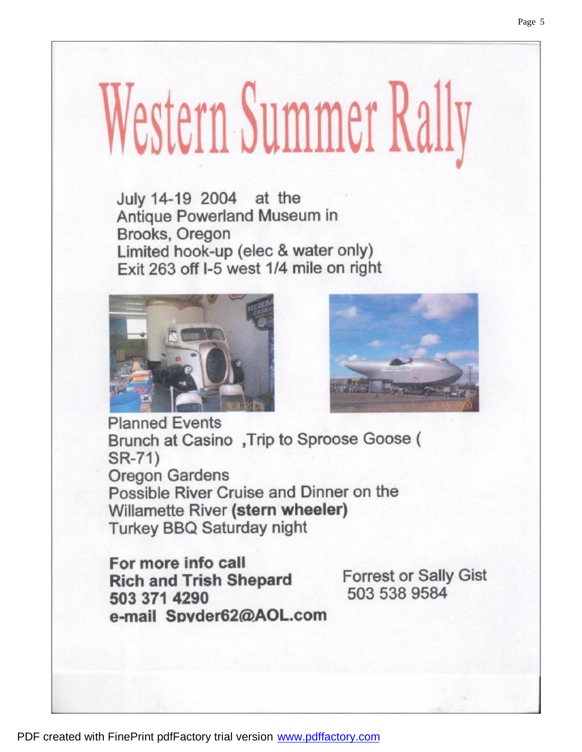# Western Summer Rally

July 14-19 2004 at the
Antique Powerland Museum in
Brooks, Oregon
Limited hook-up (elec & water only)
Exit 263 off I-5 west 1/4 mile on right

Planned Events
Brunch at Casino ,Trip to Sproose Goose (SR-71)
Oregon Gardens
Possible River Cruise and Dinner on the Willamette River **(stern wheeler)**
Turkey BBQ Saturday night

**For more info call**
**Rich and Trish Shepard**
**503 371 4290**
**e-mail Spyder62@AOL.com**

Forrest or Sally Gist
503 538 9584

PDF created with FinePrint pdfFactory trial version www.pdffactory.com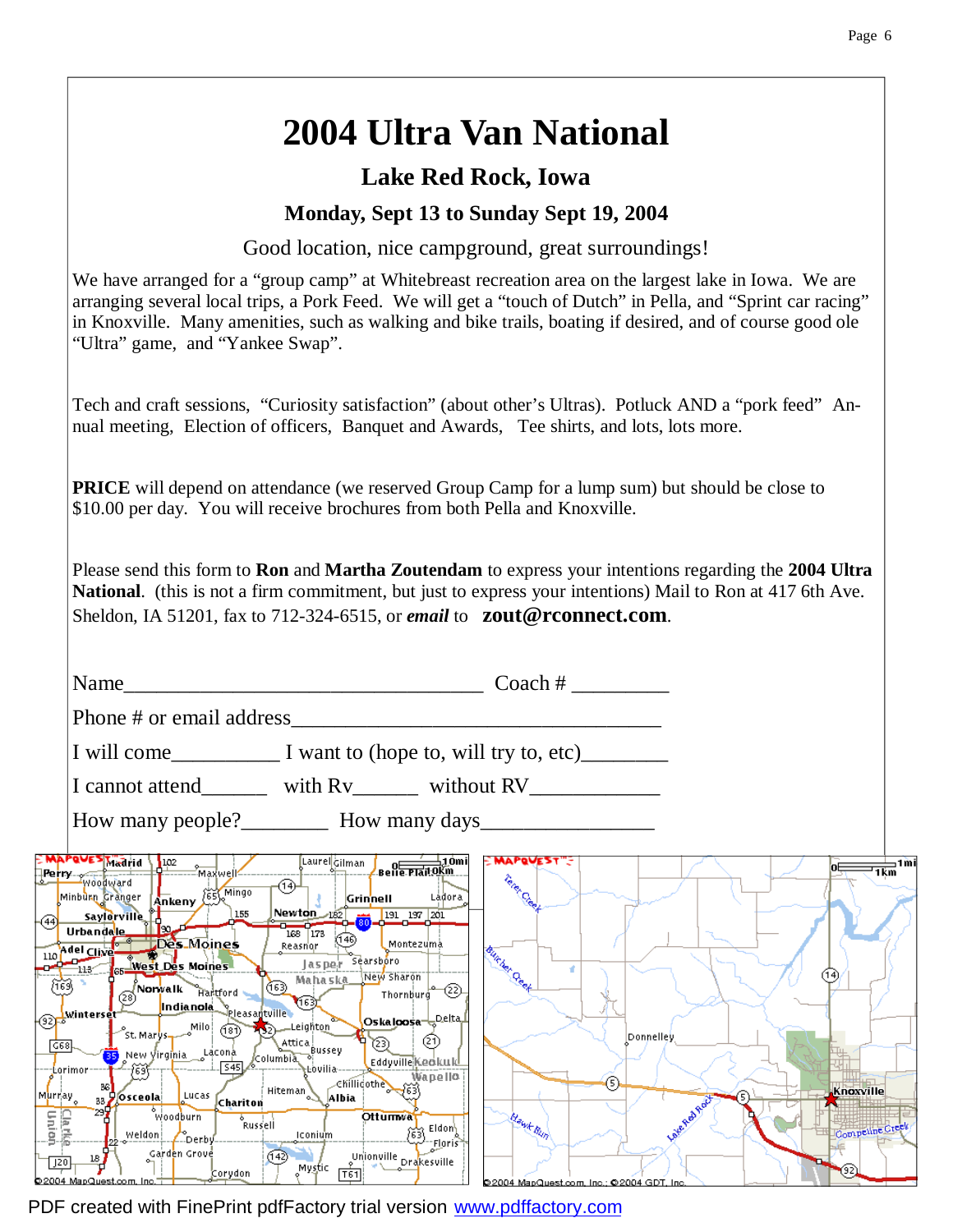# 2004 Ultra Van National

## Lake Red Rock, Iowa

### Monday, Sept 13 to Sunday Sept 19, 2004

Good location, nice campground, great surroundings!

We have arranged for a “group camp” at Whitebreast recreation area on the largest lake in Iowa. We are arranging several local trips, a Pork Feed. We will get a “touch of Dutch” in Pella, and “Sprint car racing” in Knoxville. Many amenities, such as walking and bike trails, boating if desired, and of course good ole “Ultra” game, and “Yankee Swap”.

Tech and craft sessions, “Curiosity satisfaction” (about other’s Ultras). Potluck AND a “pork feed” Annual meeting, Election of officers, Banquet and Awards, Tee shirts, and lots, lots more.

**PRICE** will depend on attendance (we reserved Group Camp for a lump sum) but should be close to $10.00 per day. You will receive brochures from both Pella and Knoxville.

Please send this form to **Ron** and **Martha Zoutendam** to express your intentions regarding the **2004 Ultra National**. (this is not a firm commitment, but just to express your intentions) Mail to Ron at 417 6th Ave. Sheldon, IA 51201, fax to 712-324-6515, or ***email*** to **zout@rconnect.com**.

Name___________________________________ Coach # _________

Phone # or email address___________________________________

I will come__________ I want to (hope to, will try to, etc)________

I cannot attend______ with Rv______ without RV____________

How many people?________ How many days________________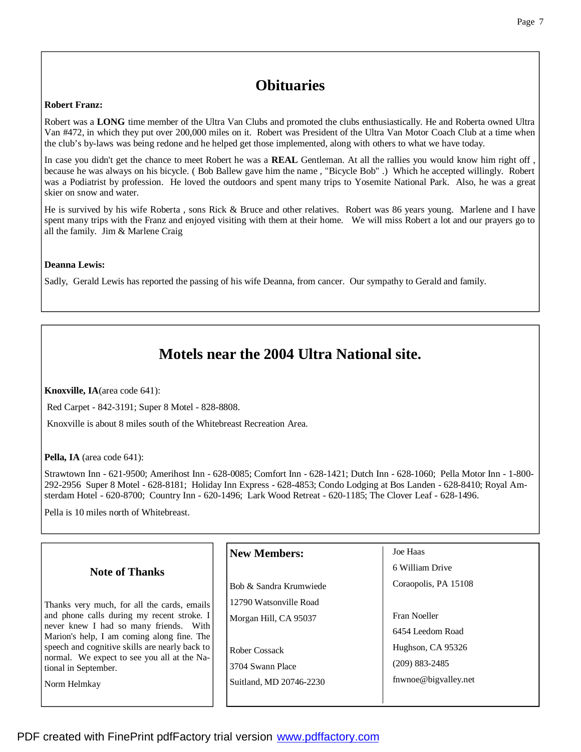# Obituaries

**Robert Franz:**

Robert was a **LONG** time member of the Ultra Van Clubs and promoted the clubs enthusiastically. He and Roberta owned Ultra Van #472, in which they put over 200,000 miles on it. Robert was President of the Ultra Van Motor Coach Club at a time when the club's by-laws was being redone and he helped get those implemented, along with others to what we have today.

In case you didn't get the chance to meet Robert he was a **REAL** Gentleman. At all the rallies you would know him right off , because he was always on his bicycle. ( Bob Ballew gave him the name , "Bicycle Bob" .) Which he accepted willingly. Robert was a Podiatrist by profession. He loved the outdoors and spent many trips to Yosemite National Park. Also, he was a great skier on snow and water.

He is survived by his wife Roberta , sons Rick & Bruce and other relatives. Robert was 86 years young. Marlene and I have spent many trips with the Franz and enjoyed visiting with them at their home. We will miss Robert a lot and our prayers go to all the family. Jim & Marlene Craig

**Deanna Lewis:**

Sadly, Gerald Lewis has reported the passing of his wife Deanna, from cancer. Our sympathy to Gerald and family.

# Motels near the 2004 Ultra National site.

**Knoxville, IA**(area code 641):

Red Carpet - 842-3191; Super 8 Motel - 828-8808.

Knoxville is about 8 miles south of the Whitebreast Recreation Area.

**Pella, IA** (area code 641):

Strawtown Inn - 621-9500; Amerihost Inn - 628-0085; Comfort Inn - 628-1421; Dutch Inn - 628-1060; Pella Motor Inn - 1-800-292-2956 Super 8 Motel - 628-8181; Holiday Inn Express - 628-4853; Condo Lodging at Bos Landen - 628-8410; Royal Amsterdam Hotel - 620-8700; Country Inn - 620-1496; Lark Wood Retreat - 620-1185; The Clover Leaf - 628-1496.

Pella is 10 miles north of Whitebreast.

## Note of Thanks

Thanks very much, for all the cards, emails and phone calls during my recent stroke. I never knew I had so many friends. With Marion's help, I am coming along fine. The speech and cognitive skills are nearly back to normal. We expect to see you all at the National in September.

Norm Helmkay

## New Members:

Bob & Sandra Krumwiede
12790 Watsonville Road
Morgan Hill, CA 95037

Rober Cossack
3704 Swann Place
Suitland, MD 20746-2230

Joe Haas
6 William Drive
Coraopolis, PA 15108

Fran Noeller
6454 Leedom Road
Hughson, CA 95326
(209) 883-2485
fnwnoe@bigvalley.net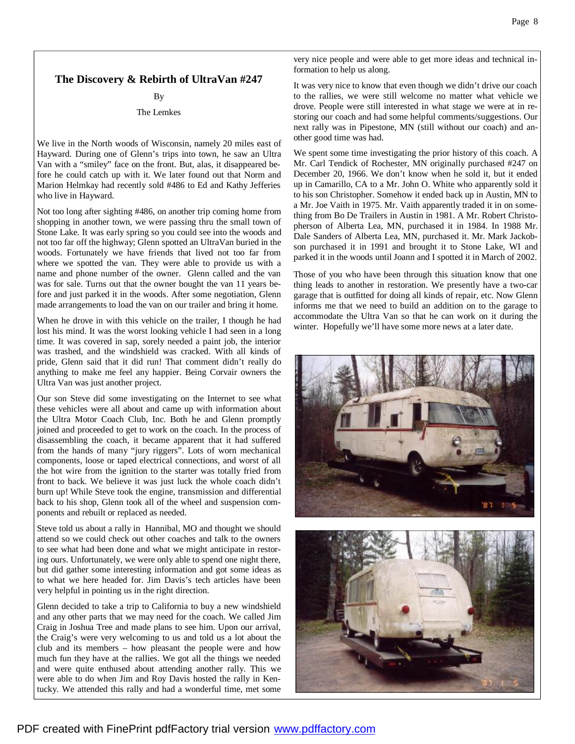## The Discovery & Rebirth of UltraVan #247

By

The Lemkes

We live in the North woods of Wisconsin, namely 20 miles east of Hayward. During one of Glenn's trips into town, he saw an Ultra Van with a "smiley" face on the front. But, alas, it disappeared before he could catch up with it. We later found out that Norm and Marion Helmkay had recently sold #486 to Ed and Kathy Jefferies who live in Hayward.

Not too long after sighting #486, on another trip coming home from shopping in another town, we were passing thru the small town of Stone Lake. It was early spring so you could see into the woods and not too far off the highway; Glenn spotted an UltraVan buried in the woods. Fortunately we have friends that lived not too far from where we spotted the van. They were able to provide us with a name and phone number of the owner. Glenn called and the van was for sale. Turns out that the owner bought the van 11 years before and just parked it in the woods. After some negotiation, Glenn made arrangements to load the van on our trailer and bring it home.

When he drove in with this vehicle on the trailer, I though he had lost his mind. It was the worst looking vehicle I had seen in a long time. It was covered in sap, sorely needed a paint job, the interior was trashed, and the windshield was cracked. With all kinds of pride, Glenn said that it did run! That comment didn't really do anything to make me feel any happier. Being Corvair owners the Ultra Van was just another project.

Our son Steve did some investigating on the Internet to see what these vehicles were all about and came up with information about the Ultra Motor Coach Club, Inc. Both he and Glenn promptly joined and proceeded to get to work on the coach. In the process of disassembling the coach, it became apparent that it had suffered from the hands of many "jury riggers". Lots of worn mechanical components, loose or taped electrical connections, and worst of all the hot wire from the ignition to the starter was totally fried from front to back. We believe it was just luck the whole coach didn't burn up! While Steve took the engine, transmission and differential back to his shop, Glenn took all of the wheel and suspension components and rebuilt or replaced as needed.

Steve told us about a rally in Hannibal, MO and thought we should attend so we could check out other coaches and talk to the owners to see what had been done and what we might anticipate in restoring ours. Unfortunately, we were only able to spend one night there, but did gather some interesting information and got some ideas as to what we here headed for. Jim Davis's tech articles have been very helpful in pointing us in the right direction.

Glenn decided to take a trip to California to buy a new windshield and any other parts that we may need for the coach. We called Jim Craig in Joshua Tree and made plans to see him. Upon our arrival, the Craig's were very welcoming to us and told us a lot about the club and its members – how pleasant the people were and how much fun they have at the rallies. We got all the things we needed and were quite enthused about attending another rally. This we were able to do when Jim and Roy Davis hosted the rally in Kentucky. We attended this rally and had a wonderful time, met some very nice people and were able to get more ideas and technical information to help us along.

It was very nice to know that even though we didn't drive our coach to the rallies, we were still welcome no matter what vehicle we drove. People were still interested in what stage we were at in restoring our coach and had some helpful comments/suggestions. Our next rally was in Pipestone, MN (still without our coach) and another good time was had.

We spent some time investigating the prior history of this coach. A Mr. Carl Tendick of Rochester, MN originally purchased #247 on December 20, 1966. We don't know when he sold it, but it ended up in Camarillo, CA to a Mr. John O. White who apparently sold it to his son Christopher. Somehow it ended back up in Austin, MN to a Mr. Joe Vaith in 1975. Mr. Vaith apparently traded it in on something from Bo De Trailers in Austin in 1981. A Mr. Robert Christopherson of Alberta Lea, MN, purchased it in 1984. In 1988 Mr. Dale Sanders of Alberta Lea, MN, purchased it. Mr. Mark Jackobson purchased it in 1991 and brought it to Stone Lake, WI and parked it in the woods until Joann and I spotted it in March of 2002.

Those of you who have been through this situation know that one thing leads to another in restoration. We presently have a two-car garage that is outfitted for doing all kinds of repair, etc. Now Glenn informs me that we need to build an addition on to the garage to accommodate the Ultra Van so that he can work on it during the winter. Hopefully we'll have some more news at a later date.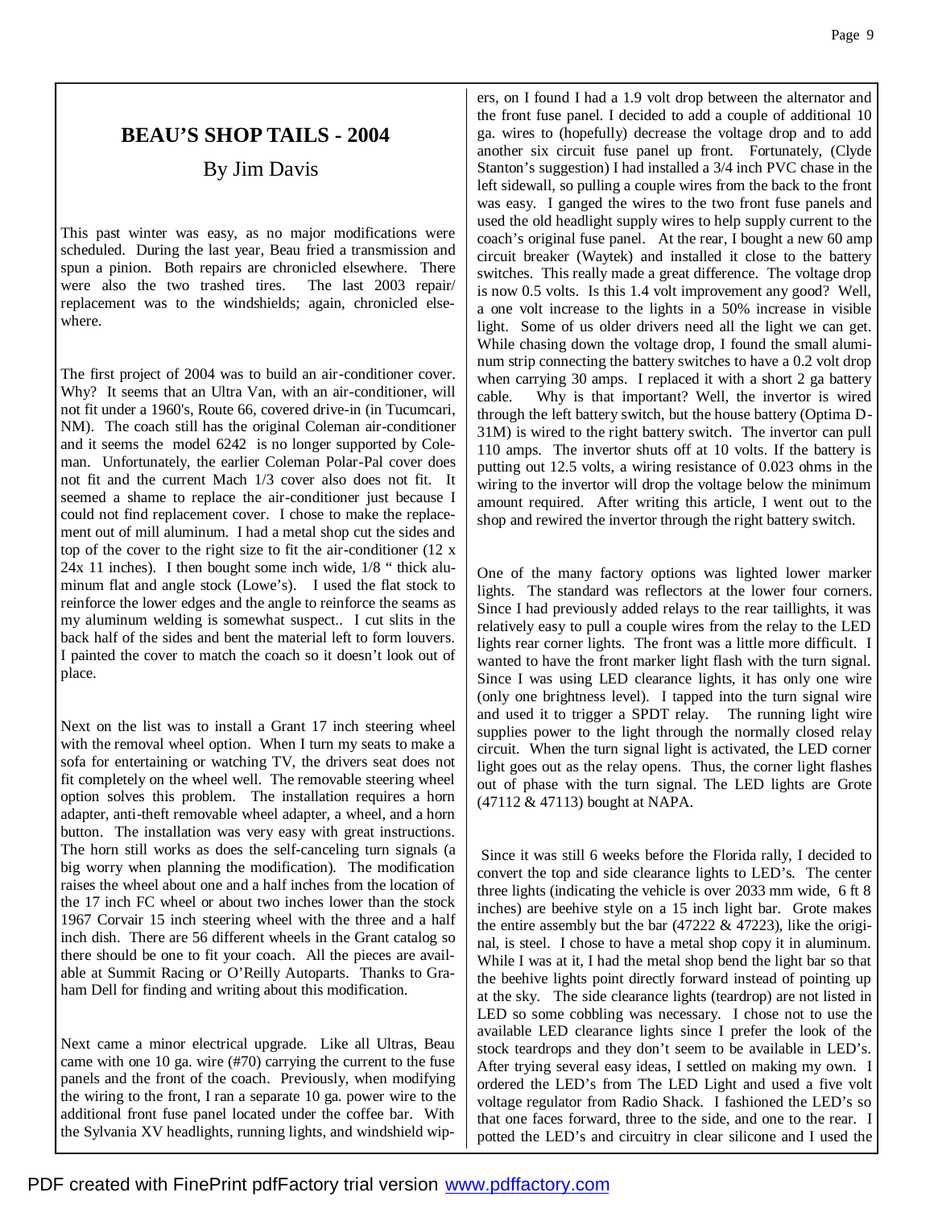## BEAU'S SHOP TAILS - 2004

By Jim Davis

This past winter was easy, as no major modifications were scheduled. During the last year, Beau fried a transmission and spun a pinion. Both repairs are chronicled elsewhere. There were also the two trashed tires. The last 2003 repair/replacement was to the windshields; again, chronicled elsewhere.

The first project of 2004 was to build an air-conditioner cover. Why? It seems that an Ultra Van, with an air-conditioner, will not fit under a 1960's, Route 66, covered drive-in (in Tucumcari, NM). The coach still has the original Coleman air-conditioner and it seems the model 6242 is no longer supported by Coleman. Unfortunately, the earlier Coleman Polar-Pal cover does not fit and the current Mach 1/3 cover also does not fit. It seemed a shame to replace the air-conditioner just because I could not find replacement cover. I chose to make the replacement out of mill aluminum. I had a metal shop cut the sides and top of the cover to the right size to fit the air-conditioner (12 x 24x 11 inches). I then bought some inch wide, 1/8 " thick aluminum flat and angle stock (Lowe's). I used the flat stock to reinforce the lower edges and the angle to reinforce the seams as my aluminum welding is somewhat suspect.. I cut slits in the back half of the sides and bent the material left to form louvers. I painted the cover to match the coach so it doesn't look out of place.

Next on the list was to install a Grant 17 inch steering wheel with the removal wheel option. When I turn my seats to make a sofa for entertaining or watching TV, the drivers seat does not fit completely on the wheel well. The removable steering wheel option solves this problem. The installation requires a horn adapter, anti-theft removable wheel adapter, a wheel, and a horn button. The installation was very easy with great instructions. The horn still works as does the self-canceling turn signals (a big worry when planning the modification). The modification raises the wheel about one and a half inches from the location of the 17 inch FC wheel or about two inches lower than the stock 1967 Corvair 15 inch steering wheel with the three and a half inch dish. There are 56 different wheels in the Grant catalog so there should be one to fit your coach. All the pieces are available at Summit Racing or O'Reilly Autoparts. Thanks to Graham Dell for finding and writing about this modification.

Next came a minor electrical upgrade. Like all Ultras, Beau came with one 10 ga. wire (#70) carrying the current to the fuse panels and the front of the coach. Previously, when modifying the wiring to the front, I ran a separate 10 ga. power wire to the additional front fuse panel located under the coffee bar. With the Sylvania XV headlights, running lights, and windshield wipers, on I found I had a 1.9 volt drop between the alternator and the front fuse panel. I decided to add a couple of additional 10 ga. wires to (hopefully) decrease the voltage drop and to add another six circuit fuse panel up front. Fortunately, (Clyde Stanton's suggestion) I had installed a 3/4 inch PVC chase in the left sidewall, so pulling a couple wires from the back to the front was easy. I ganged the wires to the two front fuse panels and used the old headlight supply wires to help supply current to the coach's original fuse panel. At the rear, I bought a new 60 amp circuit breaker (Waytek) and installed it close to the battery switches. This really made a great difference. The voltage drop is now 0.5 volts. Is this 1.4 volt improvement any good? Well, a one volt increase to the lights in a 50% increase in visible light. Some of us older drivers need all the light we can get. While chasing down the voltage drop, I found the small aluminum strip connecting the battery switches to have a 0.2 volt drop when carrying 30 amps. I replaced it with a short 2 ga battery cable. Why is that important? Well, the invertor is wired through the left battery switch, but the house battery (Optima D-31M) is wired to the right battery switch. The invertor can pull 110 amps. The invertor shuts off at 10 volts. If the battery is putting out 12.5 volts, a wiring resistance of 0.023 ohms in the wiring to the invertor will drop the voltage below the minimum amount required. After writing this article, I went out to the shop and rewired the invertor through the right battery switch.

One of the many factory options was lighted lower marker lights. The standard was reflectors at the lower four corners. Since I had previously added relays to the rear taillights, it was relatively easy to pull a couple wires from the relay to the LED lights rear corner lights. The front was a little more difficult. I wanted to have the front marker light flash with the turn signal. Since I was using LED clearance lights, it has only one wire (only one brightness level). I tapped into the turn signal wire and used it to trigger a SPDT relay. The running light wire supplies power to the light through the normally closed relay circuit. When the turn signal light is activated, the LED corner light goes out as the relay opens. Thus, the corner light flashes out of phase with the turn signal. The LED lights are Grote (47112 & 47113) bought at NAPA.

Since it was still 6 weeks before the Florida rally, I decided to convert the top and side clearance lights to LED's. The center three lights (indicating the vehicle is over 2033 mm wide, 6 ft 8 inches) are beehive style on a 15 inch light bar. Grote makes the entire assembly but the bar (47222 & 47223), like the original, is steel. I chose to have a metal shop copy it in aluminum. While I was at it, I had the metal shop bend the light bar so that the beehive lights point directly forward instead of pointing up at the sky. The side clearance lights (teardrop) are not listed in LED so some cobbling was necessary. I chose not to use the available LED clearance lights since I prefer the look of the stock teardrops and they don't seem to be available in LED's. After trying several easy ideas, I settled on making my own. I ordered the LED's from The LED Light and used a five volt voltage regulator from Radio Shack. I fashioned the LED's so that one faces forward, three to the side, and one to the rear. I potted the LED's and circuitry in clear silicone and I used the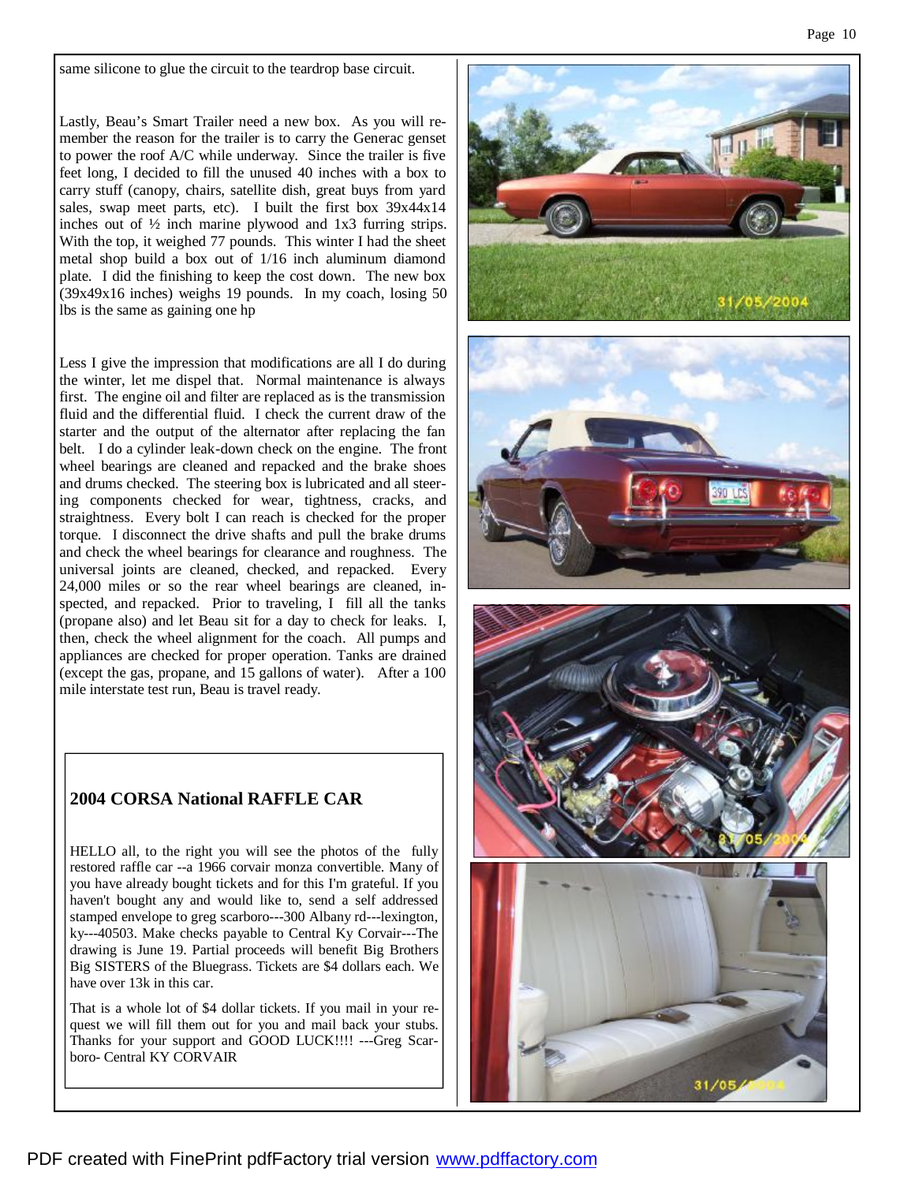same silicone to glue the circuit to the teardrop base circuit.

Lastly, Beau's Smart Trailer need a new box. As you will remember the reason for the trailer is to carry the Generac genset to power the roof A/C while underway. Since the trailer is five feet long, I decided to fill the unused 40 inches with a box to carry stuff (canopy, chairs, satellite dish, great buys from yard sales, swap meet parts, etc). I built the first box 39x44x14 inches out of ½ inch marine plywood and 1x3 furring strips. With the top, it weighed 77 pounds. This winter I had the sheet metal shop build a box out of 1/16 inch aluminum diamond plate. I did the finishing to keep the cost down. The new box (39x49x16 inches) weighs 19 pounds. In my coach, losing 50 lbs is the same as gaining one hp

Less I give the impression that modifications are all I do during the winter, let me dispel that. Normal maintenance is always first. The engine oil and filter are replaced as is the transmission fluid and the differential fluid. I check the current draw of the starter and the output of the alternator after replacing the fan belt. I do a cylinder leak-down check on the engine. The front wheel bearings are cleaned and repacked and the brake shoes and drums checked. The steering box is lubricated and all steering components checked for wear, tightness, cracks, and straightness. Every bolt I can reach is checked for the proper torque. I disconnect the drive shafts and pull the brake drums and check the wheel bearings for clearance and roughness. The universal joints are cleaned, checked, and repacked. Every 24,000 miles or so the rear wheel bearings are cleaned, inspected, and repacked. Prior to traveling, I fill all the tanks (propane also) and let Beau sit for a day to check for leaks. I, then, check the wheel alignment for the coach. All pumps and appliances are checked for proper operation. Tanks are drained (except the gas, propane, and 15 gallons of water). After a 100 mile interstate test run, Beau is travel ready.

## 2004 CORSA National RAFFLE CAR

HELLO all, to the right you will see the photos of the fully restored raffle car --a 1966 corvair monza convertible. Many of you have already bought tickets and for this I'm grateful. If you haven't bought any and would like to, send a self addressed stamped envelope to greg scarboro---300 Albany rd---lexington, ky---40503. Make checks payable to Central Ky Corvair---The drawing is June 19. Partial proceeds will benefit Big Brothers Big SISTERS of the Bluegrass. Tickets are $4 dollars each. We have over 13k in this car.

That is a whole lot of $4 dollar tickets. If you mail in your request we will fill them out for you and mail back your stubs. Thanks for your support and GOOD LUCK!!!! ---Greg Scarboro- Central KY CORVAIR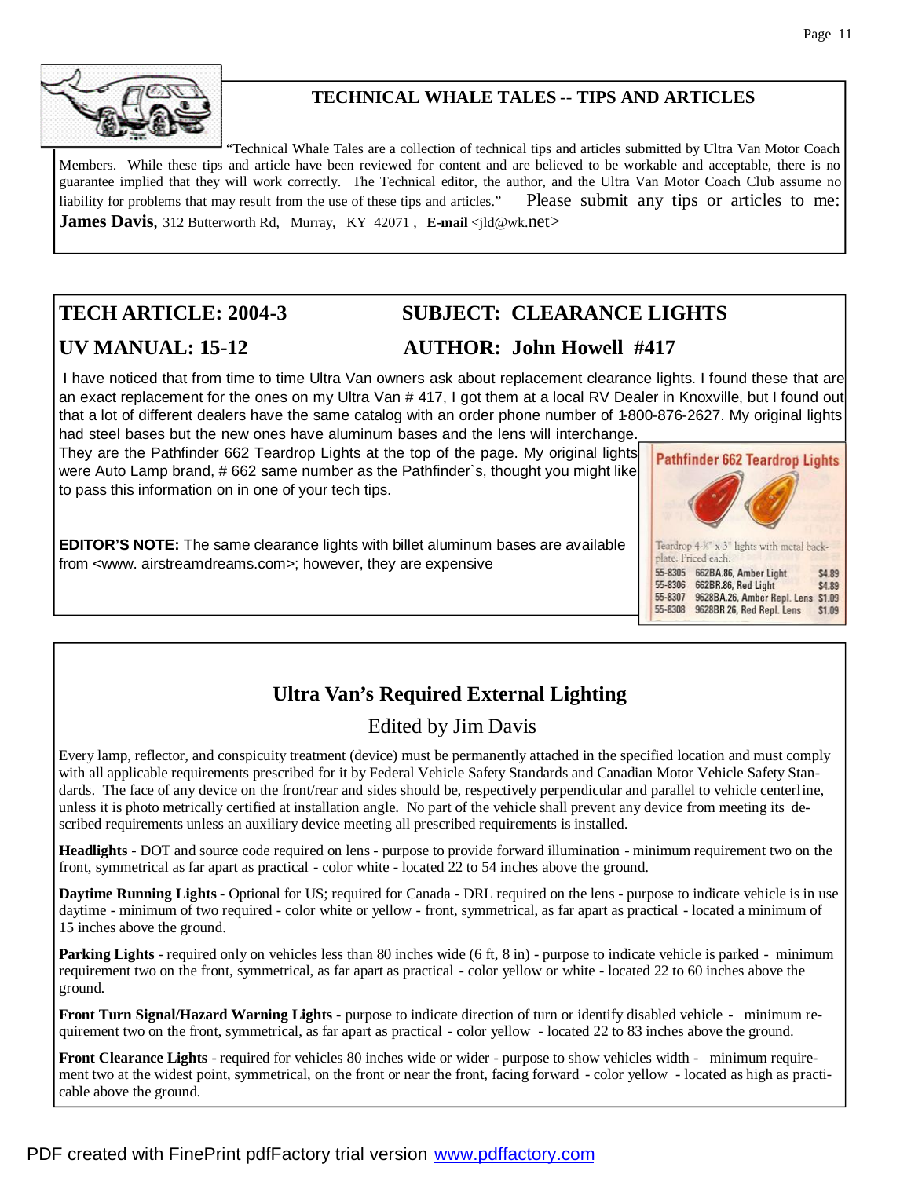## TECHNICAL WHALE TALES -- TIPS AND ARTICLES

"Technical Whale Tales are a collection of technical tips and articles submitted by Ultra Van Motor Coach Members. While these tips and article have been reviewed for content and are believed to be workable and acceptable, there is no guarantee implied that they will work correctly. The Technical editor, the author, and the Ultra Van Motor Coach Club assume no liability for problems that may result from the use of these tips and articles." Please submit any tips or articles to me: **James Davis**, 312 Butterworth Rd, Murray, KY 42071 , **E-mail** <jld@wk.net>

## TECH ARTICLE: 2004-3 SUBJECT: CLEARANCE LIGHTS

## UV MANUAL: 15-12 AUTHOR: John Howell #417

I have noticed that from time to time Ultra Van owners ask about replacement clearance lights. I found these that are an exact replacement for the ones on my Ultra Van # 417, I got them at a local RV Dealer in Knoxville, but I found out that a lot of different dealers have the same catalog with an order phone number of 1-800-876-2627. My original lights had steel bases but the new ones have aluminum bases and the lens will interchange. They are the Pathfinder 662 Teardrop Lights at the top of the page. My original lights were Auto Lamp brand, # 662 same number as the Pathfinder`s, thought you might like to pass this information on in one of your tech tips.

**Pathfinder 662 Teardrop Lights**

Teardrop 4-⅜" x 3" lights with metal backplate. Priced each.

| | | |
|---|---|---|
| 55-8305 | 662BA.86, Amber Light | $4.89 |
| 55-8306 | 662BR.86, Red Light | $4.89 |
| 55-8307 | 9628BA.26, Amber Repl. Lens | $1.09 |
| 55-8308 | 9628BR.26, Red Repl. Lens | $1.09 |

**EDITOR'S NOTE:** The same clearance lights with billet aluminum bases are available from <www. airstreamdreams.com>; however, they are expensive

## Ultra Van's Required External Lighting

Edited by Jim Davis

Every lamp, reflector, and conspicuity treatment (device) must be permanently attached in the specified location and must comply with all applicable requirements prescribed for it by Federal Vehicle Safety Standards and Canadian Motor Vehicle Safety Standards. The face of any device on the front/rear and sides should be, respectively perpendicular and parallel to vehicle centerline, unless it is photo metrically certified at installation angle. No part of the vehicle shall prevent any device from meeting its described requirements unless an auxiliary device meeting all prescribed requirements is installed.

**Headlights** - DOT and source code required on lens - purpose to provide forward illumination - minimum requirement two on the front, symmetrical as far apart as practical - color white - located 22 to 54 inches above the ground.

**Daytime Running Lights** - Optional for US; required for Canada - DRL required on the lens - purpose to indicate vehicle is in use daytime - minimum of two required - color white or yellow - front, symmetrical, as far apart as practical - located a minimum of 15 inches above the ground.

**Parking Lights** - required only on vehicles less than 80 inches wide (6 ft, 8 in) - purpose to indicate vehicle is parked - minimum requirement two on the front, symmetrical, as far apart as practical - color yellow or white - located 22 to 60 inches above the ground.

**Front Turn Signal/Hazard Warning Lights** - purpose to indicate direction of turn or identify disabled vehicle - minimum requirement two on the front, symmetrical, as far apart as practical - color yellow - located 22 to 83 inches above the ground.

**Front Clearance Lights** - required for vehicles 80 inches wide or wider - purpose to show vehicles width - minimum requirement two at the widest point, symmetrical, on the front or near the front, facing forward - color yellow - located as high as practicable above the ground.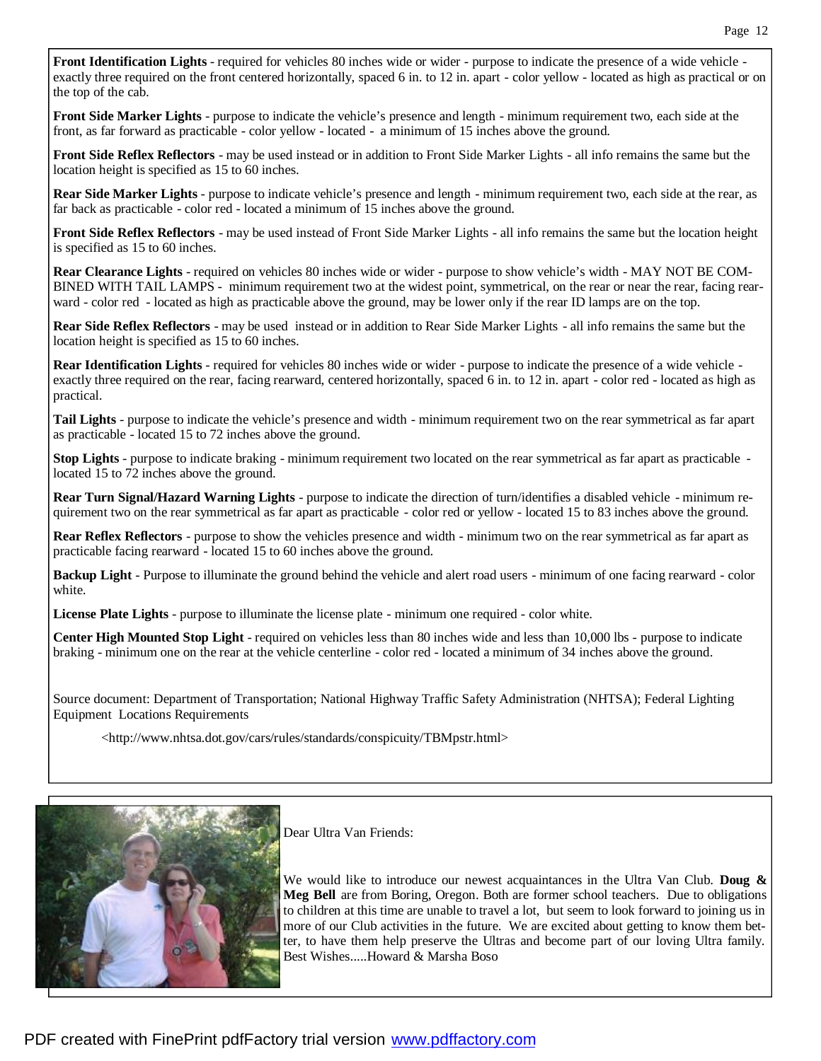**Front Identification Lights** - required for vehicles 80 inches wide or wider - purpose to indicate the presence of a wide vehicle - exactly three required on the front centered horizontally, spaced 6 in. to 12 in. apart - color yellow - located as high as practical or on the top of the cab.

**Front Side Marker Lights** - purpose to indicate the vehicle's presence and length - minimum requirement two, each side at the front, as far forward as practicable - color yellow - located - a minimum of 15 inches above the ground.

**Front Side Reflex Reflectors** - may be used instead or in addition to Front Side Marker Lights - all info remains the same but the location height is specified as 15 to 60 inches.

**Rear Side Marker Lights** - purpose to indicate vehicle's presence and length - minimum requirement two, each side at the rear, as far back as practicable - color red - located a minimum of 15 inches above the ground.

**Front Side Reflex Reflectors** - may be used instead of Front Side Marker Lights - all info remains the same but the location height is specified as 15 to 60 inches.

**Rear Clearance Lights** - required on vehicles 80 inches wide or wider - purpose to show vehicle's width - MAY NOT BE COMBINED WITH TAIL LAMPS - minimum requirement two at the widest point, symmetrical, on the rear or near the rear, facing rearward - color red - located as high as practicable above the ground, may be lower only if the rear ID lamps are on the top.

**Rear Side Reflex Reflectors** - may be used instead or in addition to Rear Side Marker Lights - all info remains the same but the location height is specified as 15 to 60 inches.

**Rear Identification Lights** - required for vehicles 80 inches wide or wider - purpose to indicate the presence of a wide vehicle - exactly three required on the rear, facing rearward, centered horizontally, spaced 6 in. to 12 in. apart - color red - located as high as practical.

**Tail Lights** - purpose to indicate the vehicle's presence and width - minimum requirement two on the rear symmetrical as far apart as practicable - located 15 to 72 inches above the ground.

**Stop Lights** - purpose to indicate braking - minimum requirement two located on the rear symmetrical as far apart as practicable - located 15 to 72 inches above the ground.

**Rear Turn Signal/Hazard Warning Lights** - purpose to indicate the direction of turn/identifies a disabled vehicle - minimum requirement two on the rear symmetrical as far apart as practicable - color red or yellow - located 15 to 83 inches above the ground.

**Rear Reflex Reflectors** - purpose to show the vehicles presence and width - minimum two on the rear symmetrical as far apart as practicable facing rearward - located 15 to 60 inches above the ground.

**Backup Light** - Purpose to illuminate the ground behind the vehicle and alert road users - minimum of one facing rearward - color white.

**License Plate Lights** - purpose to illuminate the license plate - minimum one required - color white.

**Center High Mounted Stop Light** - required on vehicles less than 80 inches wide and less than 10,000 lbs - purpose to indicate braking - minimum one on the rear at the vehicle centerline - color red - located a minimum of 34 inches above the ground.

Source document: Department of Transportation; National Highway Traffic Safety Administration (NHTSA); Federal Lighting Equipment Locations Requirements

<http://www.nhtsa.dot.gov/cars/rules/standards/conspicuity/TBMpstr.html>

Dear Ultra Van Friends:

We would like to introduce our newest acquaintances in the Ultra Van Club. **Doug & Meg Bell** are from Boring, Oregon. Both are former school teachers. Due to obligations to children at this time are unable to travel a lot, but seem to look forward to joining us in more of our Club activities in the future. We are excited about getting to know them better, to have them help preserve the Ultras and become part of our loving Ultra family. Best Wishes.....Howard & Marsha Boso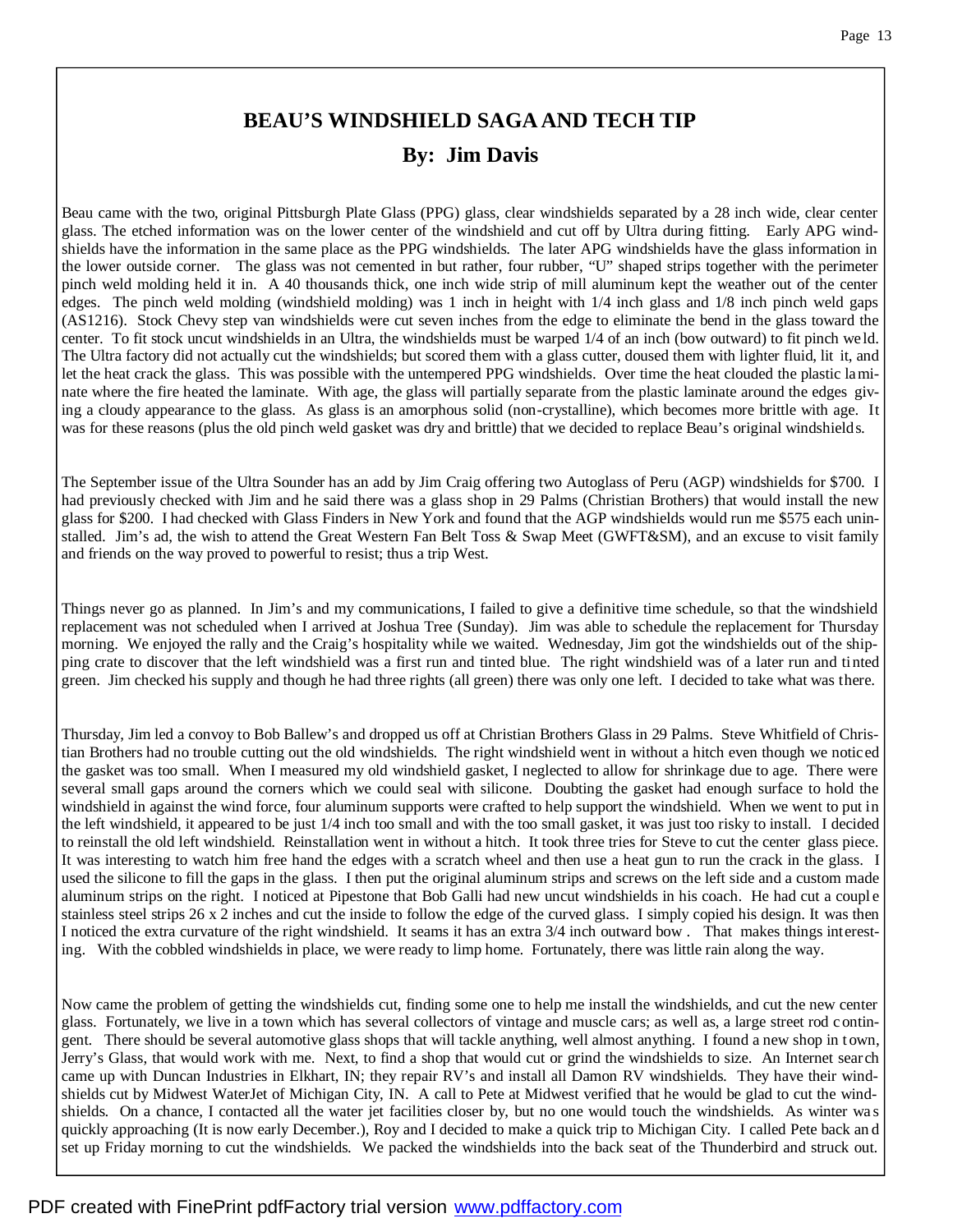# BEAU'S WINDSHIELD SAGA AND TECH TIP

## By: Jim Davis

Beau came with the two, original Pittsburgh Plate Glass (PPG) glass, clear windshields separated by a 28 inch wide, clear center glass. The etched information was on the lower center of the windshield and cut off by Ultra during fitting. Early APG windshields have the information in the same place as the PPG windshields. The later APG windshields have the glass information in the lower outside corner. The glass was not cemented in but rather, four rubber, "U" shaped strips together with the perimeter pinch weld molding held it in. A 40 thousands thick, one inch wide strip of mill aluminum kept the weather out of the center edges. The pinch weld molding (windshield molding) was 1 inch in height with 1/4 inch glass and 1/8 inch pinch weld gaps (AS1216). Stock Chevy step van windshields were cut seven inches from the edge to eliminate the bend in the glass toward the center. To fit stock uncut windshields in an Ultra, the windshields must be warped 1/4 of an inch (bow outward) to fit pinch weld. The Ultra factory did not actually cut the windshields; but scored them with a glass cutter, doused them with lighter fluid, lit it, and let the heat crack the glass. This was possible with the untempered PPG windshields. Over time the heat clouded the plastic laminate where the fire heated the laminate. With age, the glass will partially separate from the plastic laminate around the edges giving a cloudy appearance to the glass. As glass is an amorphous solid (non-crystalline), which becomes more brittle with age. It was for these reasons (plus the old pinch weld gasket was dry and brittle) that we decided to replace Beau's original windshields.

The September issue of the Ultra Sounder has an add by Jim Craig offering two Autoglass of Peru (AGP) windshields for $700. I had previously checked with Jim and he said there was a glass shop in 29 Palms (Christian Brothers) that would install the new glass for $200. I had checked with Glass Finders in New York and found that the AGP windshields would run me $575 each uninstalled. Jim's ad, the wish to attend the Great Western Fan Belt Toss & Swap Meet (GWFT&SM), and an excuse to visit family and friends on the way proved to powerful to resist; thus a trip West.

Things never go as planned. In Jim's and my communications, I failed to give a definitive time schedule, so that the windshield replacement was not scheduled when I arrived at Joshua Tree (Sunday). Jim was able to schedule the replacement for Thursday morning. We enjoyed the rally and the Craig's hospitality while we waited. Wednesday, Jim got the windshields out of the shipping crate to discover that the left windshield was a first run and tinted blue. The right windshield was of a later run and tinted green. Jim checked his supply and though he had three rights (all green) there was only one left. I decided to take what was there.

Thursday, Jim led a convoy to Bob Ballew's and dropped us off at Christian Brothers Glass in 29 Palms. Steve Whitfield of Christian Brothers had no trouble cutting out the old windshields. The right windshield went in without a hitch even though we noticed the gasket was too small. When I measured my old windshield gasket, I neglected to allow for shrinkage due to age. There were several small gaps around the corners which we could seal with silicone. Doubting the gasket had enough surface to hold the windshield in against the wind force, four aluminum supports were crafted to help support the windshield. When we went to put in the left windshield, it appeared to be just 1/4 inch too small and with the too small gasket, it was just too risky to install. I decided to reinstall the old left windshield. Reinstallation went in without a hitch. It took three tries for Steve to cut the center glass piece. It was interesting to watch him free hand the edges with a scratch wheel and then use a heat gun to run the crack in the glass. I used the silicone to fill the gaps in the glass. I then put the original aluminum strips and screws on the left side and a custom made aluminum strips on the right. I noticed at Pipestone that Bob Galli had new uncut windshields in his coach. He had cut a couple stainless steel strips 26 x 2 inches and cut the inside to follow the edge of the curved glass. I simply copied his design. It was then I noticed the extra curvature of the right windshield. It seams it has an extra 3/4 inch outward bow . That makes things interesting. With the cobbled windshields in place, we were ready to limp home. Fortunately, there was little rain along the way.

Now came the problem of getting the windshields cut, finding some one to help me install the windshields, and cut the new center glass. Fortunately, we live in a town which has several collectors of vintage and muscle cars; as well as, a large street rod contingent. There should be several automotive glass shops that will tackle anything, well almost anything. I found a new shop in town, Jerry's Glass, that would work with me. Next, to find a shop that would cut or grind the windshields to size. An Internet search came up with Duncan Industries in Elkhart, IN; they repair RV's and install all Damon RV windshields. They have their windshields cut by Midwest WaterJet of Michigan City, IN. A call to Pete at Midwest verified that he would be glad to cut the windshields. On a chance, I contacted all the water jet facilities closer by, but no one would touch the windshields. As winter was quickly approaching (It is now early December.), Roy and I decided to make a quick trip to Michigan City. I called Pete back and set up Friday morning to cut the windshields. We packed the windshields into the back seat of the Thunderbird and struck out.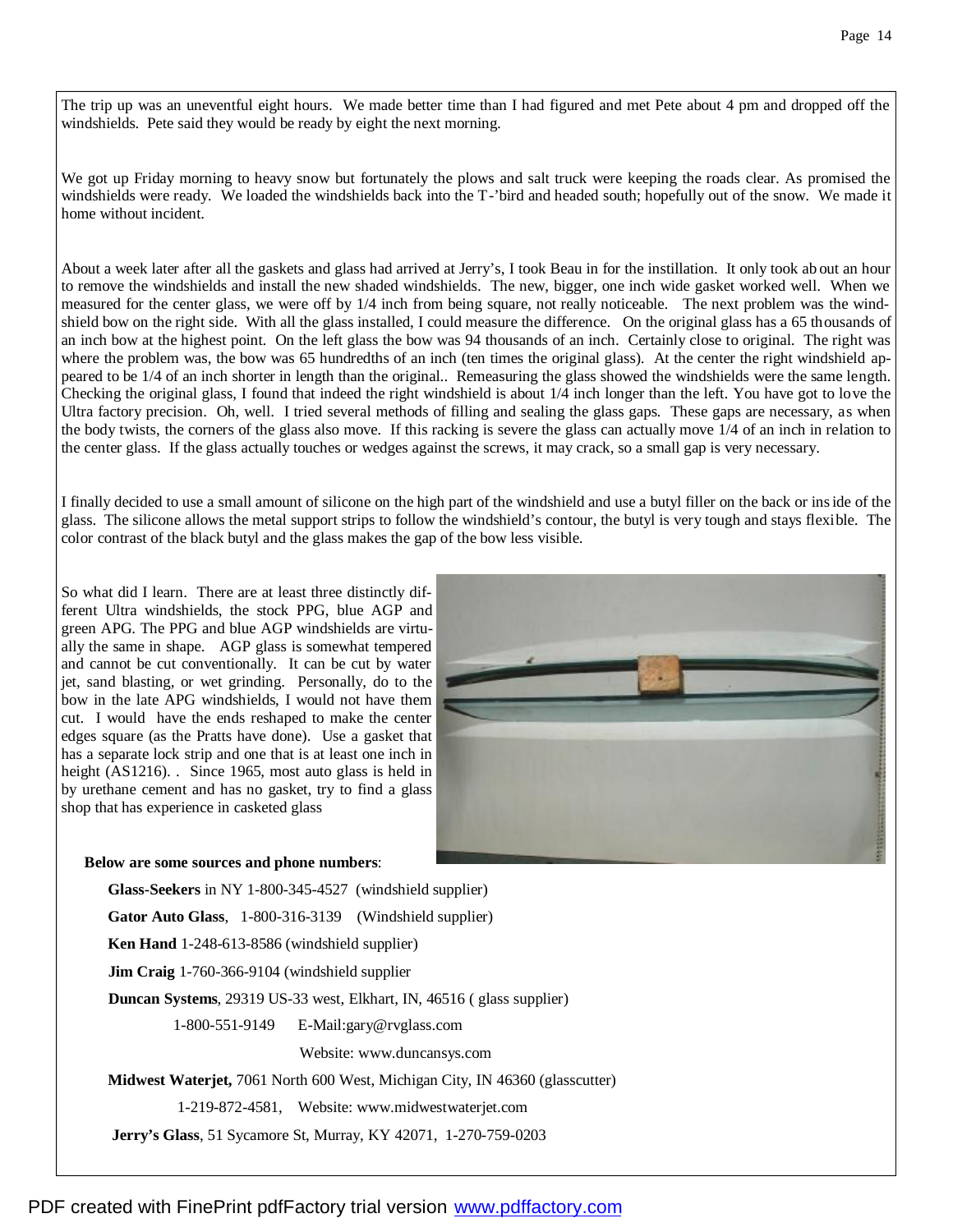The trip up was an uneventful eight hours. We made better time than I had figured and met Pete about 4 pm and dropped off the windshields. Pete said they would be ready by eight the next morning.

We got up Friday morning to heavy snow but fortunately the plows and salt truck were keeping the roads clear. As promised the windshields were ready. We loaded the windshields back into the T-'bird and headed south; hopefully out of the snow. We made it home without incident.

About a week later after all the gaskets and glass had arrived at Jerry's, I took Beau in for the instillation. It only took about an hour to remove the windshields and install the new shaded windshields. The new, bigger, one inch wide gasket worked well. When we measured for the center glass, we were off by 1/4 inch from being square, not really noticeable. The next problem was the windshield bow on the right side. With all the glass installed, I could measure the difference. On the original glass has a 65 thousands of an inch bow at the highest point. On the left glass the bow was 94 thousands of an inch. Certainly close to original. The right was where the problem was, the bow was 65 hundredths of an inch (ten times the original glass). At the center the right windshield appeared to be 1/4 of an inch shorter in length than the original.. Remeasuring the glass showed the windshields were the same length. Checking the original glass, I found that indeed the right windshield is about 1/4 inch longer than the left. You have got to love the Ultra factory precision. Oh, well. I tried several methods of filling and sealing the glass gaps. These gaps are necessary, as when the body twists, the corners of the glass also move. If this racking is severe the glass can actually move 1/4 of an inch in relation to the center glass. If the glass actually touches or wedges against the screws, it may crack, so a small gap is very necessary.

I finally decided to use a small amount of silicone on the high part of the windshield and use a butyl filler on the back or inside of the glass. The silicone allows the metal support strips to follow the windshield's contour, the butyl is very tough and stays flexible. The color contrast of the black butyl and the glass makes the gap of the bow less visible.

So what did I learn. There are at least three distinctly different Ultra windshields, the stock PPG, blue AGP and green APG. The PPG and blue AGP windshields are virtually the same in shape. AGP glass is somewhat tempered and cannot be cut conventionally. It can be cut by water jet, sand blasting, or wet grinding. Personally, do to the bow in the late APG windshields, I would not have them cut. I would have the ends reshaped to make the center edges square (as the Pratts have done). Use a gasket that has a separate lock strip and one that is at least one inch in height (AS1216). . Since 1965, most auto glass is held in by urethane cement and has no gasket, try to find a glass shop that has experience in casketed glass

**Below are some sources and phone numbers**:

**Glass-Seekers** in NY 1-800-345-4527 (windshield supplier)

**Gator Auto Glass**, 1-800-316-3139 (Windshield supplier)

**Ken Hand** 1-248-613-8586 (windshield supplier)

**Jim Craig** 1-760-366-9104 (windshield supplier

**Duncan Systems**, 29319 US-33 west, Elkhart, IN, 46516 ( glass supplier)

1-800-551-9149 E-Mail:gary@rvglass.com

Website: www.duncansys.com

**Midwest Waterjet,** 7061 North 600 West, Michigan City, IN 46360 (glasscutter)

1-219-872-4581, Website: www.midwestwaterjet.com

**Jerry's Glass**, 51 Sycamore St, Murray, KY 42071, 1-270-759-0203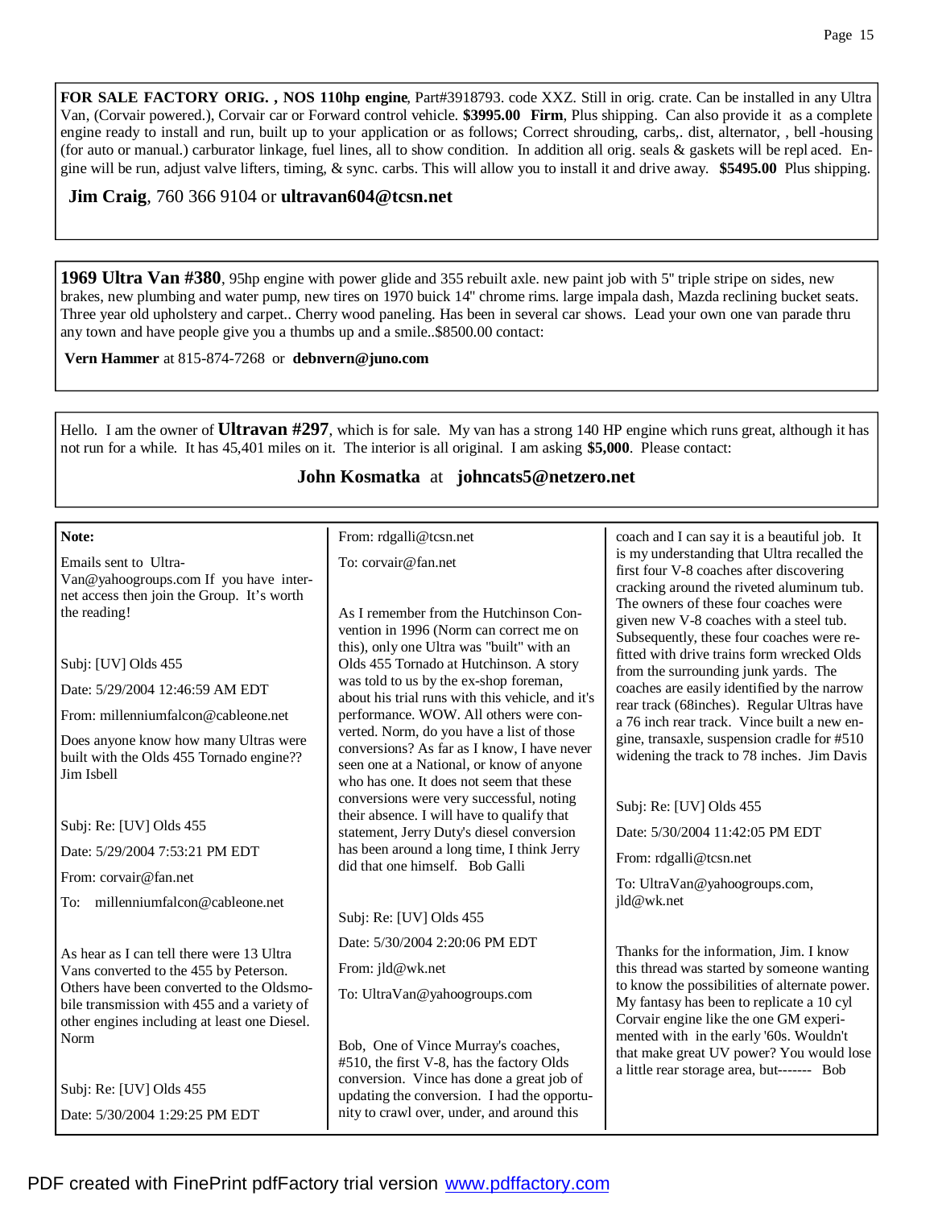**FOR SALE FACTORY ORIG. , NOS 110hp engine**, Part#3918793. code XXZ. Still in orig. crate. Can be installed in any Ultra Van, (Corvair powered.), Corvair car or Forward control vehicle. **$3995.00 Firm**, Plus shipping. Can also provide it as a complete engine ready to install and run, built up to your application or as follows; Correct shrouding, carbs,. dist, alternator, , bell-housing (for auto or manual.) carburator linkage, fuel lines, all to show condition. In addition all orig. seals & gaskets will be replaced. Engine will be run, adjust valve lifters, timing, & sync. carbs. This will allow you to install it and drive away. **$5495.00** Plus shipping.

**Jim Craig**, 760 366 9104 or **ultravan604@tcsn.net**

---

**1969 Ultra Van #380**, 95hp engine with power glide and 355 rebuilt axle. new paint job with 5" triple stripe on sides, new brakes, new plumbing and water pump, new tires on 1970 buick 14" chrome rims. large impala dash, Mazda reclining bucket seats. Three year old upholstery and carpet.. Cherry wood paneling. Has been in several car shows. Lead your own one van parade thru any town and have people give you a thumbs up and a smile..$8500.00 contact:

**Vern Hammer** at 815-874-7268 or **debnvern@juno.com**

---

Hello. I am the owner of **Ultravan #297**, which is for sale. My van has a strong 140 HP engine which runs great, although it has not run for a while. It has 45,401 miles on it. The interior is all original. I am asking **$5,000**. Please contact:

**John Kosmatka** at **johncats5@netzero.net**

---

**Note:**

Emails sent to Ultra-Van@yahoogroups.com If you have internet access then join the Group. It's worth the reading!

Subj: [UV] Olds 455

Date: 5/29/2004 12:46:59 AM EDT

From: millenniumfalcon@cableone.net

Does anyone know how many Ultras were built with the Olds 455 Tornado engine?? Jim Isbell

Subj: Re: [UV] Olds 455

Date: 5/29/2004 7:53:21 PM EDT

From: corvair@fan.net

To: millenniumfalcon@cableone.net

As hear as I can tell there were 13 Ultra Vans converted to the 455 by Peterson. Others have been converted to the Oldsmobile transmission with 455 and a variety of other engines including at least one Diesel. Norm

Subj: Re: [UV] Olds 455

Date: 5/30/2004 1:29:25 PM EDT

From: rdgalli@tcsn.net

To: corvair@fan.net

As I remember from the Hutchinson Convention in 1996 (Norm can correct me on this), only one Ultra was "built" with an Olds 455 Tornado at Hutchinson. A story was told to us by the ex-shop foreman, about his trial runs with this vehicle, and it's performance. WOW. All others were converted. Norm, do you have a list of those conversions? As far as I know, I have never seen one at a National, or know of anyone who has one. It does not seem that these conversions were very successful, noting their absence. I will have to qualify that statement, Jerry Duty's diesel conversion has been around a long time, I think Jerry did that one himself. Bob Galli

Subj: Re: [UV] Olds 455

Date: 5/30/2004 2:20:06 PM EDT

From: jld@wk.net

To: UltraVan@yahoogroups.com

Bob, One of Vince Murray's coaches, #510, the first V-8, has the factory Olds conversion. Vince has done a great job of updating the conversion. I had the opportunity to crawl over, under, and around this coach and I can say it is a beautiful job. It is my understanding that Ultra recalled the first four V-8 coaches after discovering cracking around the riveted aluminum tub. The owners of these four coaches were given new V-8 coaches with a steel tub. Subsequently, these four coaches were refitted with drive trains form wrecked Olds from the surrounding junk yards. The coaches are easily identified by the narrow rear track (68inches). Regular Ultras have a 76 inch rear track. Vince built a new engine, transaxle, suspension cradle for #510 widening the track to 78 inches. Jim Davis

Subj: Re: [UV] Olds 455

Date: 5/30/2004 11:42:05 PM EDT

From: rdgalli@tcsn.net

To: UltraVan@yahoogroups.com, jld@wk.net

Thanks for the information, Jim. I know this thread was started by someone wanting to know the possibilities of alternate power. My fantasy has been to replicate a 10 cyl Corvair engine like the one GM experimented with in the early '60s. Wouldn't that make great UV power? You would lose a little rear storage area, but------- Bob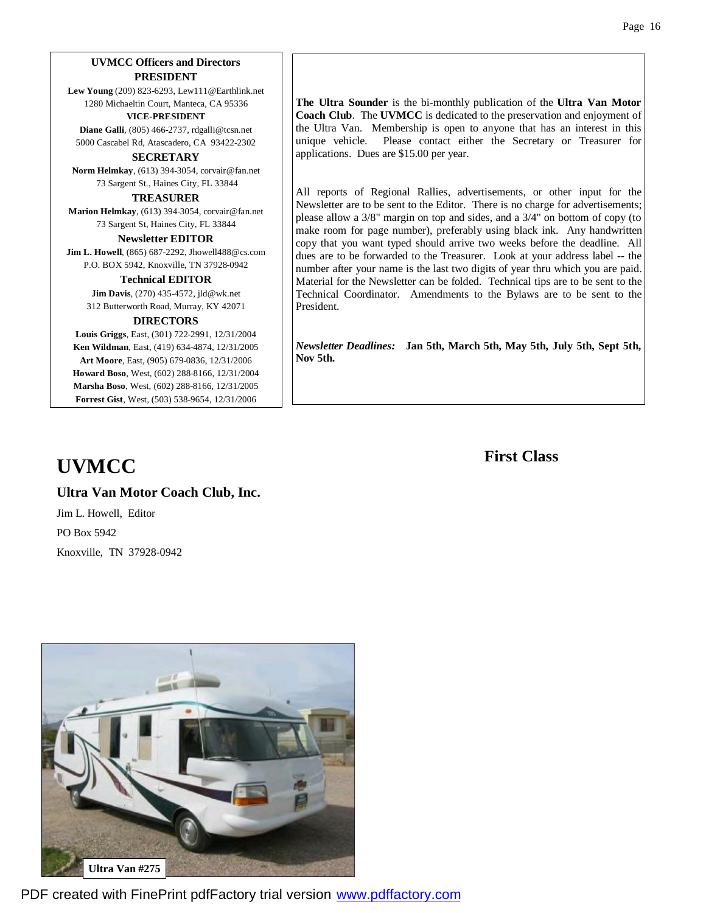**UVMCC Officers and Directors**

**PRESIDENT**

**Lew Young** (209) 823-6293, Lew111@Earthlink.net
1280 Michaeltin Court, Manteca, CA 95336

**VICE-PRESIDENT**

**Diane Galli**, (805) 466-2737, rdgalli@tcsn.net
5000 Cascabel Rd, Atascadero, CA 93422-2302

**SECRETARY**

**Norm Helmkay**, (613) 394-3054, corvair@fan.net
73 Sargent St., Haines City, FL 33844

**TREASURER**

**Marion Helmkay**, (613) 394-3054, corvair@fan.net
73 Sargent St, Haines City, FL 33844

**Newsletter EDITOR**

**Jim L. Howell**, (865) 687-2292, Jhowell488@cs.com
P.O. BOX 5942, Knoxville, TN 37928-0942

**Technical EDITOR**

**Jim Davis**, (270) 435-4572, jld@wk.net
312 Butterworth Road, Murray, KY 42071

**DIRECTORS**

**Louis Griggs**, East, (301) 722-2991, 12/31/2004
**Ken Wildman**, East, (419) 634-4874, 12/31/2005
**Art Moore**, East, (905) 679-0836, 12/31/2006
**Howard Boso**, West, (602) 288-8166, 12/31/2004
**Marsha Boso**, West, (602) 288-8166, 12/31/2005
**Forrest Gist**, West, (503) 538-9654, 12/31/2006

**The Ultra Sounder** is the bi-monthly publication of the **Ultra Van Motor Coach Club**. The **UVMCC** is dedicated to the preservation and enjoyment of the Ultra Van. Membership is open to anyone that has an interest in this unique vehicle. Please contact either the Secretary or Treasurer for applications. Dues are $15.00 per year.

All reports of Regional Rallies, advertisements, or other input for the Newsletter are to be sent to the Editor. There is no charge for advertisements; please allow a 3/8" margin on top and sides, and a 3/4" on bottom of copy (to make room for page number), preferably using black ink. Any handwritten copy that you want typed should arrive two weeks before the deadline. All dues are to be forwarded to the Treasurer. Look at your address label -- the number after your name is the last two digits of year thru which you are paid. Material for the Newsletter can be folded. Technical tips are to be sent to the Technical Coordinator. Amendments to the Bylaws are to be sent to the President.

*Newsletter Deadlines:* **Jan 5th, March 5th, May 5th, July 5th, Sept 5th, Nov 5th.**

# UVMCC

**Ultra Van Motor Coach Club, Inc.**

Jim L. Howell, Editor

PO Box 5942

Knoxville, TN 37928-0942

**First Class**

Ultra Van #275

PDF created with FinePrint pdfFactory trial version www.pdffactory.com